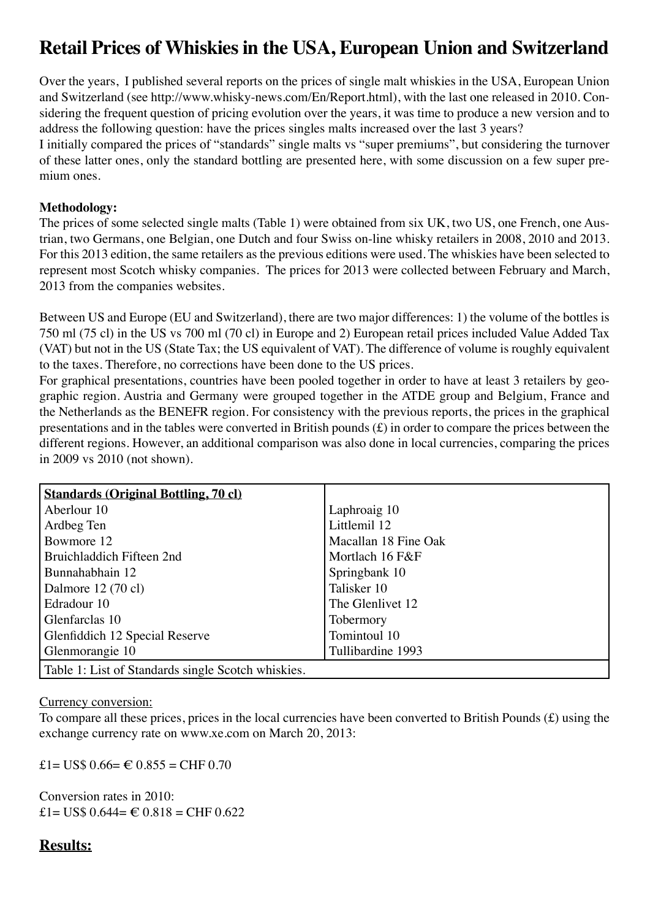# Retail Prices of Whiskies in the USA, European Union and Switzerland

Over the years, I published several reports on the prices of single malt whiskies in the USA, European Union and Switzerland (see http://www.whisky-news.com/En/Report.html), with the last one released in 2010. Considering the frequent question of pricing evolution over the years, it was time to produce a new version and to address the following question: have the prices singles malts increased over the last 3 years?

I initially compared the prices of "standards" single malts vs "super premiums", but considering the turnover of these latter ones, only the standard bottling are presented here, with some discussion on a few super premium ones.

**Methodology:**

The prices of some selected single malts (Table 1) were obtained from six UK, two US, one French, one Austrian, two Germans, one Belgian, one Dutch and four Swiss on-line whisky retailers in 2008, 2010 and 2013. For this 2013 edition, the same retailers as the previous editions were used. The whiskies have been selected to represent most Scotch whisky companies. The prices for 2013 were collected between February and March, 2013 from the companies websites.

Between US and Europe (EU and Switzerland), there are two major differences: 1) the volume of the bottles is 750 ml (75 cl) in the US vs 700 ml (70 cl) in Europe and 2) European retail prices included Value Added Tax (VAT) but not in the US (State Tax; the US equivalent of VAT). The difference of volume is roughly equivalent to the taxes. Therefore, no corrections have been done to the US prices.

For graphical presentations, countries have been pooled together in order to have at least 3 retailers by geographic region. Austria and Germany were grouped together in the ATDE group and Belgium, France and the Netherlands as the BENEFR region. For consistency with the previous reports, the prices in the graphical presentations and in the tables were converted in British pounds (£) in order to compare the prices between the different regions. However, an additional comparison was also done in local currencies, comparing the prices in 2009 vs 2010 (not shown).

| **Standards (Original Bottling, 70 cl)** | |
|---|---|
| Aberlour 10 | Laphroaig 10 |
| Ardbeg Ten | Littlemil 12 |
| Bowmore 12 | Macallan 18 Fine Oak |
| Bruichladdich Fifteen 2nd | Mortlach 16 F&F |
| Bunnahabhain 12 | Springbank 10 |
| Dalmore 12 (70 cl) | Talisker 10 |
| Edradour 10 | The Glenlivet 12 |
| Glenfarclas 10 | Tobermory |
| Glenfiddich 12 Special Reserve | Tomintoul 10 |
| Glenmorangie 10 | Tullibardine 1993 |

Table 1: List of Standards single Scotch whiskies.

Currency conversion:

To compare all these prices, prices in the local currencies have been converted to British Pounds (£) using the exchange currency rate on www.xe.com on March 20, 2013:

£1= US$ 0.66= € 0.855 = CHF 0.70

Conversion rates in 2010:
£1= US$ 0.644= € 0.818 = CHF 0.622

## Results: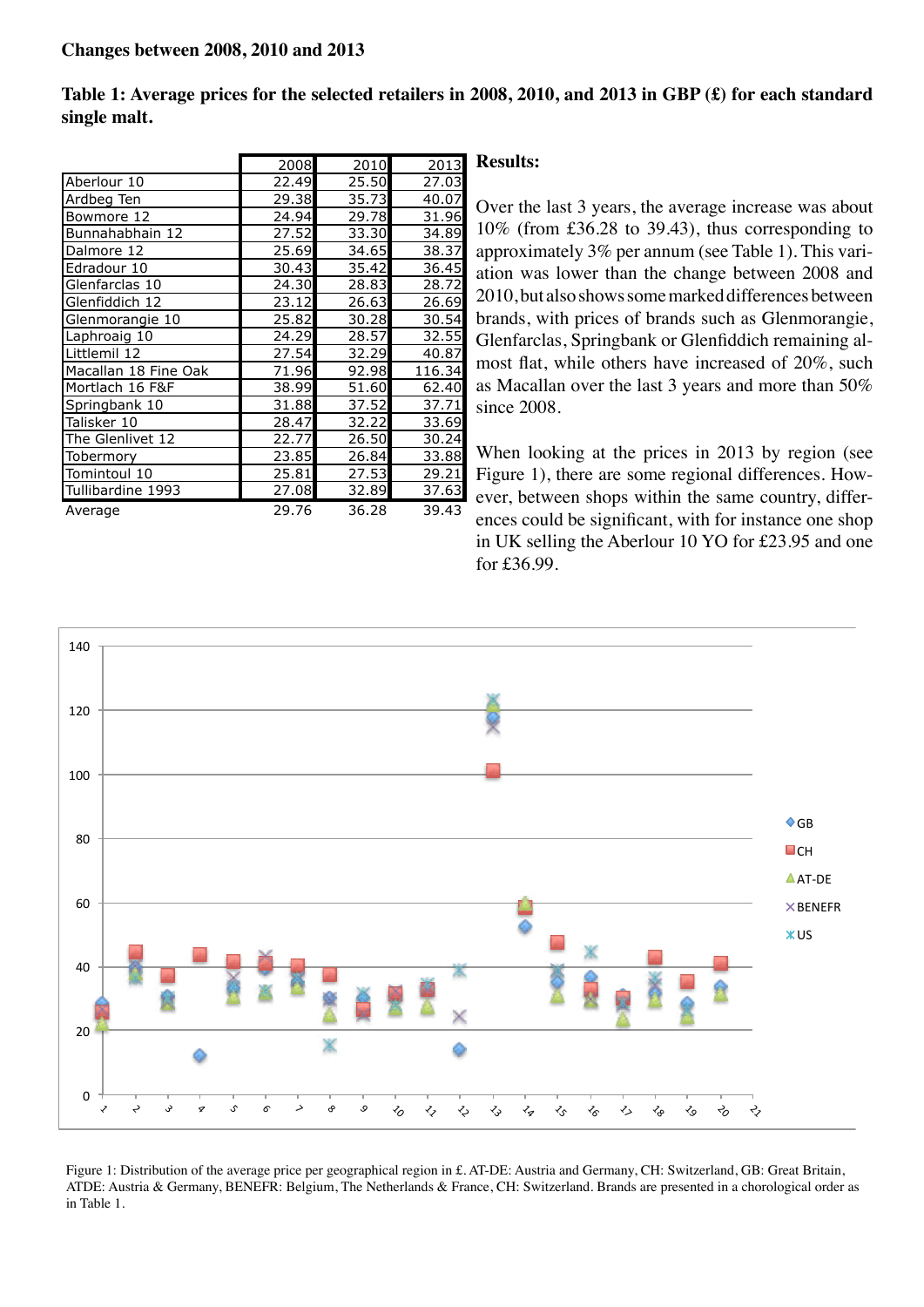**Changes between 2008, 2010 and 2013**

**Table 1: Average prices for the selected retailers in 2008, 2010, and 2013 in GBP (£) for each standard single malt.**

| | 2008 | 2010 | 2013 |
|---|---|---|---|
| Aberlour 10 | 22.49 | 25.50 | 27.03 |
| Ardbeg Ten | 29.38 | 35.73 | 40.07 |
| Bowmore 12 | 24.94 | 29.78 | 31.96 |
| Bunnahabhain 12 | 27.52 | 33.30 | 34.89 |
| Dalmore 12 | 25.69 | 34.65 | 38.37 |
| Edradour 10 | 30.43 | 35.42 | 36.45 |
| Glenfarclas 10 | 24.30 | 28.83 | 28.72 |
| Glenfiddich 12 | 23.12 | 26.63 | 26.69 |
| Glenmorangie 10 | 25.82 | 30.28 | 30.54 |
| Laphroaig 10 | 24.29 | 28.57 | 32.55 |
| Littlemil 12 | 27.54 | 32.29 | 40.87 |
| Macallan 18 Fine Oak | 71.96 | 92.98 | 116.34 |
| Mortlach 16 F&F | 38.99 | 51.60 | 62.40 |
| Springbank 10 | 31.88 | 37.52 | 37.71 |
| Talisker 10 | 28.47 | 32.22 | 33.69 |
| The Glenlivet 12 | 22.77 | 26.50 | 30.24 |
| Tobermory | 23.85 | 26.84 | 33.88 |
| Tomintoul 10 | 25.81 | 27.53 | 29.21 |
| Tullibardine 1993 | 27.08 | 32.89 | 37.63 |
| Average | 29.76 | 36.28 | 39.43 |

**Results:**

Over the last 3 years, the average increase was about 10% (from £36.28 to 39.43), thus corresponding to approximately 3% per annum (see Table 1). This variation was lower than the change between 2008 and 2010, but also shows some marked differences between brands, with prices of brands such as Glenmorangie, Glenfarclas, Springbank or Glenfiddich remaining almost flat, while others have increased of 20%, such as Macallan over the last 3 years and more than 50% since 2008.

When looking at the prices in 2013 by region (see Figure 1), there are some regional differences. However, between shops within the same country, differences could be significant, with for instance one shop in UK selling the Aberlour 10 YO for £23.95 and one for £36.99.

Figure 1: Distribution of the average price per geographical region in £. AT-DE: Austria and Germany, CH: Switzerland, GB: Great Britain, ATDE: Austria & Germany, BENEFR: Belgium, The Netherlands & France, CH: Switzerland. Brands are presented in a chorological order as in Table 1.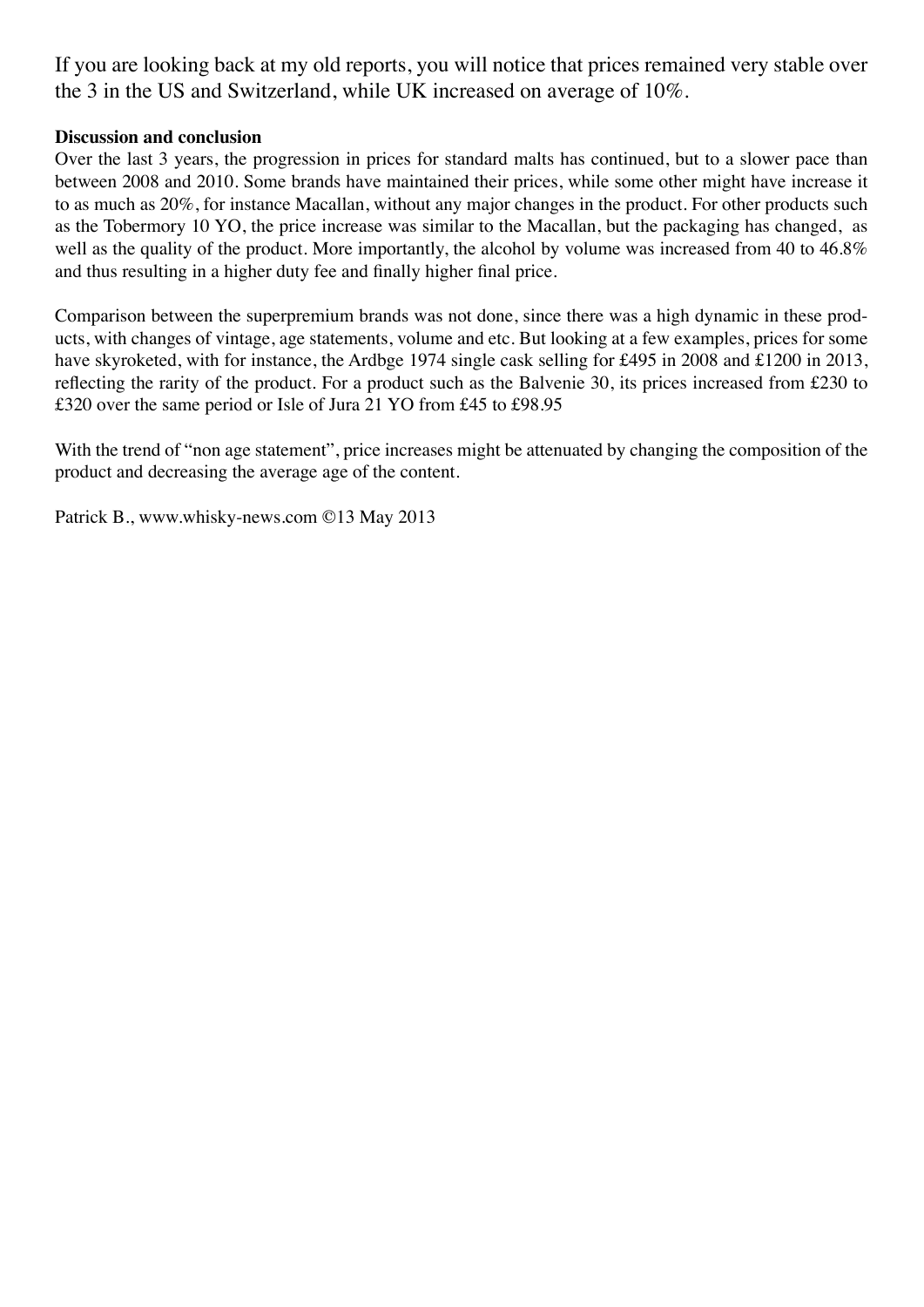If you are looking back at my old reports, you will notice that prices remained very stable over the 3 in the US and Switzerland, while UK increased on average of 10%.

**Discussion and conclusion**

Over the last 3 years, the progression in prices for standard malts has continued, but to a slower pace than between 2008 and 2010. Some brands have maintained their prices, while some other might have increase it to as much as 20%, for instance Macallan, without any major changes in the product. For other products such as the Tobermory 10 YO, the price increase was similar to the Macallan, but the packaging has changed, as well as the quality of the product. More importantly, the alcohol by volume was increased from 40 to 46.8% and thus resulting in a higher duty fee and finally higher final price.

Comparison between the superpremium brands was not done, since there was a high dynamic in these products, with changes of vintage, age statements, volume and etc. But looking at a few examples, prices for some have skyroketed, with for instance, the Ardbge 1974 single cask selling for £495 in 2008 and £1200 in 2013, reflecting the rarity of the product. For a product such as the Balvenie 30, its prices increased from £230 to £320 over the same period or Isle of Jura 21 YO from £45 to £98.95

With the trend of "non age statement", price increases might be attenuated by changing the composition of the product and decreasing the average age of the content.

Patrick B., www.whisky-news.com ©13 May 2013